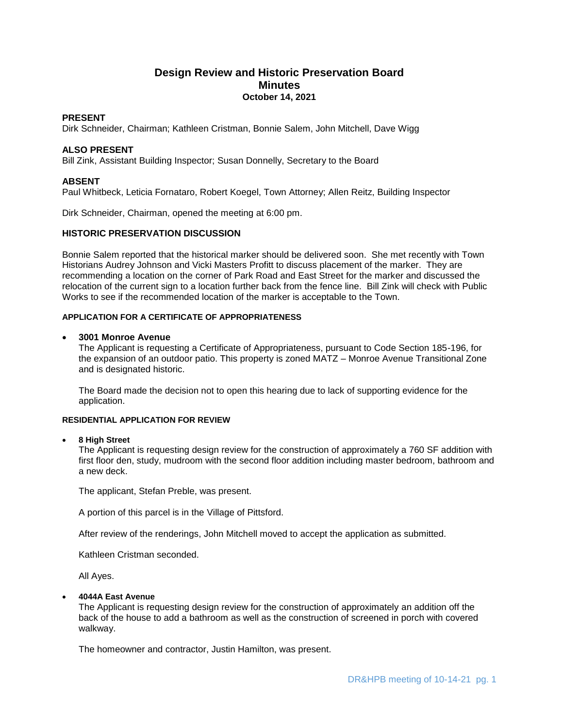# Design Review and Historic Preservation Board
## Minutes
### October 14, 2021

**PRESENT**
Dirk Schneider, Chairman; Kathleen Cristman, Bonnie Salem, John Mitchell, Dave Wigg

**ALSO PRESENT**
Bill Zink, Assistant Building Inspector; Susan Donnelly, Secretary to the Board

**ABSENT**
Paul Whitbeck, Leticia Fornataro, Robert Koegel, Town Attorney; Allen Reitz, Building Inspector

Dirk Schneider, Chairman, opened the meeting at 6:00 pm.

**HISTORIC PRESERVATION DISCUSSION**

Bonnie Salem reported that the historical marker should be delivered soon. She met recently with Town Historians Audrey Johnson and Vicki Masters Profitt to discuss placement of the marker. They are recommending a location on the corner of Park Road and East Street for the marker and discussed the relocation of the current sign to a location further back from the fence line. Bill Zink will check with Public Works to see if the recommended location of the marker is acceptable to the Town.

**APPLICATION FOR A CERTIFICATE OF APPROPRIATENESS**

- **3001 Monroe Avenue**
  The Applicant is requesting a Certificate of Appropriateness, pursuant to Code Section 185-196, for the expansion of an outdoor patio. This property is zoned MATZ – Monroe Avenue Transitional Zone and is designated historic.

  The Board made the decision not to open this hearing due to lack of supporting evidence for the application.

**RESIDENTIAL APPLICATION FOR REVIEW**

- **8 High Street**
  The Applicant is requesting design review for the construction of approximately a 760 SF addition with first floor den, study, mudroom with the second floor addition including master bedroom, bathroom and a new deck.

  The applicant, Stefan Preble, was present.

  A portion of this parcel is in the Village of Pittsford.

  After review of the renderings, John Mitchell moved to accept the application as submitted.

  Kathleen Cristman seconded.

  All Ayes.

- **4044A East Avenue**
  The Applicant is requesting design review for the construction of approximately an addition off the back of the house to add a bathroom as well as the construction of screened in porch with covered walkway.

  The homeowner and contractor, Justin Hamilton, was present.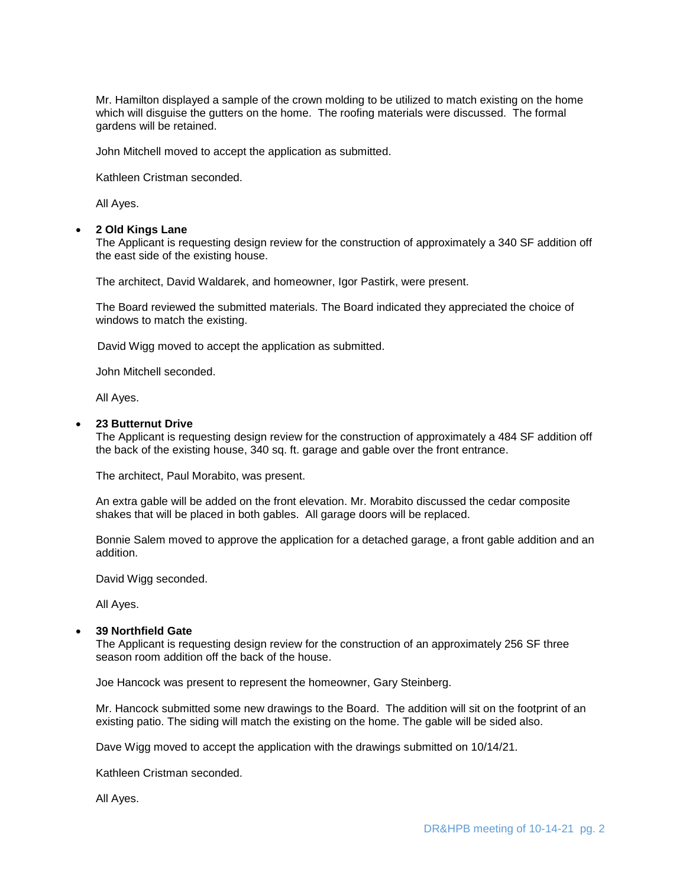Mr. Hamilton displayed a sample of the crown molding to be utilized to match existing on the home which will disguise the gutters on the home. The roofing materials were discussed. The formal gardens will be retained.

John Mitchell moved to accept the application as submitted.

Kathleen Cristman seconded.

All Ayes.

- **2 Old Kings Lane**
  The Applicant is requesting design review for the construction of approximately a 340 SF addition off the east side of the existing house.

  The architect, David Waldarek, and homeowner, Igor Pastirk, were present.

  The Board reviewed the submitted materials. The Board indicated they appreciated the choice of windows to match the existing.

  David Wigg moved to accept the application as submitted.

  John Mitchell seconded.

  All Ayes.

- **23 Butternut Drive**
  The Applicant is requesting design review for the construction of approximately a 484 SF addition off the back of the existing house, 340 sq. ft. garage and gable over the front entrance.

  The architect, Paul Morabito, was present.

  An extra gable will be added on the front elevation. Mr. Morabito discussed the cedar composite shakes that will be placed in both gables. All garage doors will be replaced.

  Bonnie Salem moved to approve the application for a detached garage, a front gable addition and an addition.

  David Wigg seconded.

  All Ayes.

- **39 Northfield Gate**
  The Applicant is requesting design review for the construction of an approximately 256 SF three season room addition off the back of the house.

  Joe Hancock was present to represent the homeowner, Gary Steinberg.

  Mr. Hancock submitted some new drawings to the Board. The addition will sit on the footprint of an existing patio. The siding will match the existing on the home. The gable will be sided also.

  Dave Wigg moved to accept the application with the drawings submitted on 10/14/21.

  Kathleen Cristman seconded.

  All Ayes.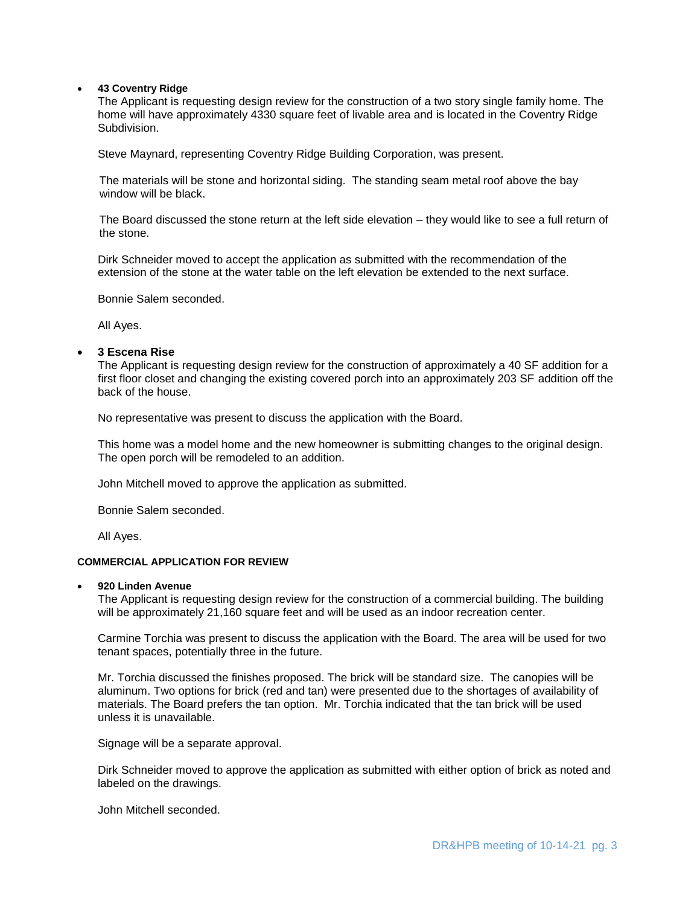- **43 Coventry Ridge**

  The Applicant is requesting design review for the construction of a two story single family home. The home will have approximately 4330 square feet of livable area and is located in the Coventry Ridge Subdivision.

  Steve Maynard, representing Coventry Ridge Building Corporation, was present.

  The materials will be stone and horizontal siding. The standing seam metal roof above the bay window will be black.

  The Board discussed the stone return at the left side elevation – they would like to see a full return of the stone.

  Dirk Schneider moved to accept the application as submitted with the recommendation of the extension of the stone at the water table on the left elevation be extended to the next surface.

  Bonnie Salem seconded.

  All Ayes.

- **3 Escena Rise**

  The Applicant is requesting design review for the construction of approximately a 40 SF addition for a first floor closet and changing the existing covered porch into an approximately 203 SF addition off the back of the house.

  No representative was present to discuss the application with the Board.

  This home was a model home and the new homeowner is submitting changes to the original design. The open porch will be remodeled to an addition.

  John Mitchell moved to approve the application as submitted.

  Bonnie Salem seconded.

  All Ayes.

**COMMERCIAL APPLICATION FOR REVIEW**

- **920 Linden Avenue**

  The Applicant is requesting design review for the construction of a commercial building. The building will be approximately 21,160 square feet and will be used as an indoor recreation center.

  Carmine Torchia was present to discuss the application with the Board. The area will be used for two tenant spaces, potentially three in the future.

  Mr. Torchia discussed the finishes proposed. The brick will be standard size. The canopies will be aluminum. Two options for brick (red and tan) were presented due to the shortages of availability of materials. The Board prefers the tan option. Mr. Torchia indicated that the tan brick will be used unless it is unavailable.

  Signage will be a separate approval.

  Dirk Schneider moved to approve the application as submitted with either option of brick as noted and labeled on the drawings.

  John Mitchell seconded.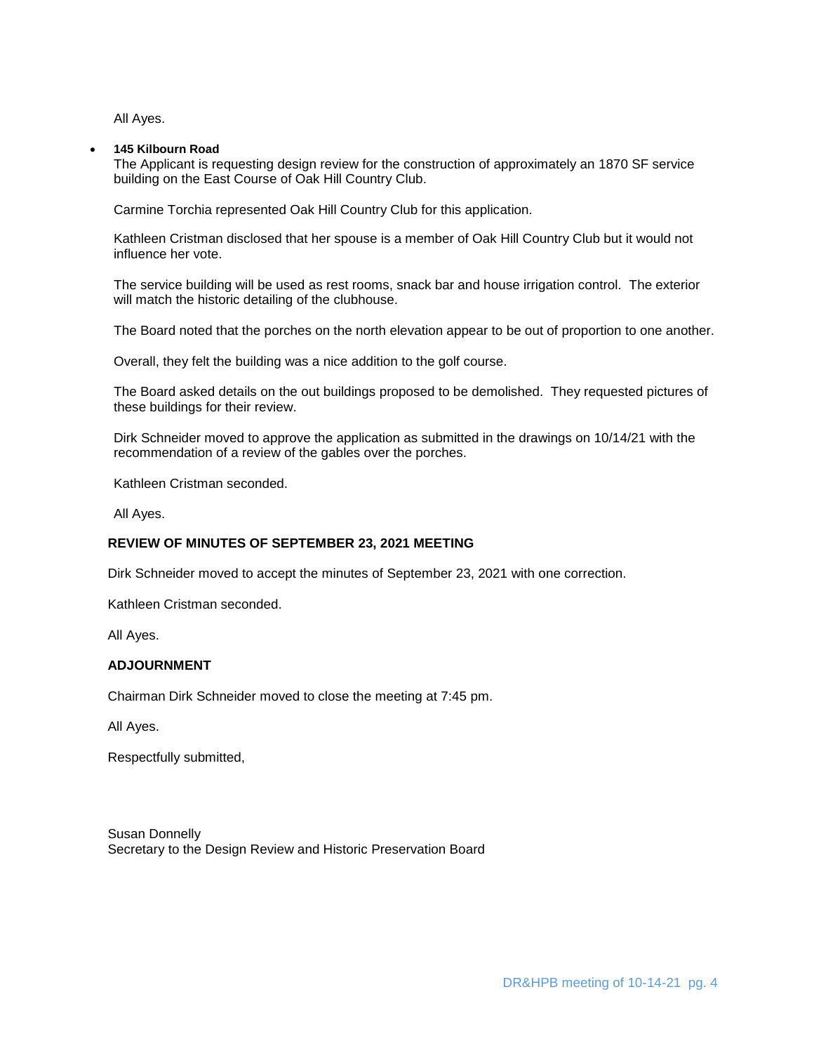All Ayes.

- **145 Kilbourn Road**

  The Applicant is requesting design review for the construction of approximately an 1870 SF service building on the East Course of Oak Hill Country Club.

  Carmine Torchia represented Oak Hill Country Club for this application.

  Kathleen Cristman disclosed that her spouse is a member of Oak Hill Country Club but it would not influence her vote.

  The service building will be used as rest rooms, snack bar and house irrigation control. The exterior will match the historic detailing of the clubhouse.

  The Board noted that the porches on the north elevation appear to be out of proportion to one another.

  Overall, they felt the building was a nice addition to the golf course.

  The Board asked details on the out buildings proposed to be demolished. They requested pictures of these buildings for their review.

  Dirk Schneider moved to approve the application as submitted in the drawings on 10/14/21 with the recommendation of a review of the gables over the porches.

  Kathleen Cristman seconded.

  All Ayes.

**REVIEW OF MINUTES OF SEPTEMBER 23, 2021 MEETING**

Dirk Schneider moved to accept the minutes of September 23, 2021 with one correction.

Kathleen Cristman seconded.

All Ayes.

**ADJOURNMENT**

Chairman Dirk Schneider moved to close the meeting at 7:45 pm.

All Ayes.

Respectfully submitted,

Susan Donnelly
Secretary to the Design Review and Historic Preservation Board